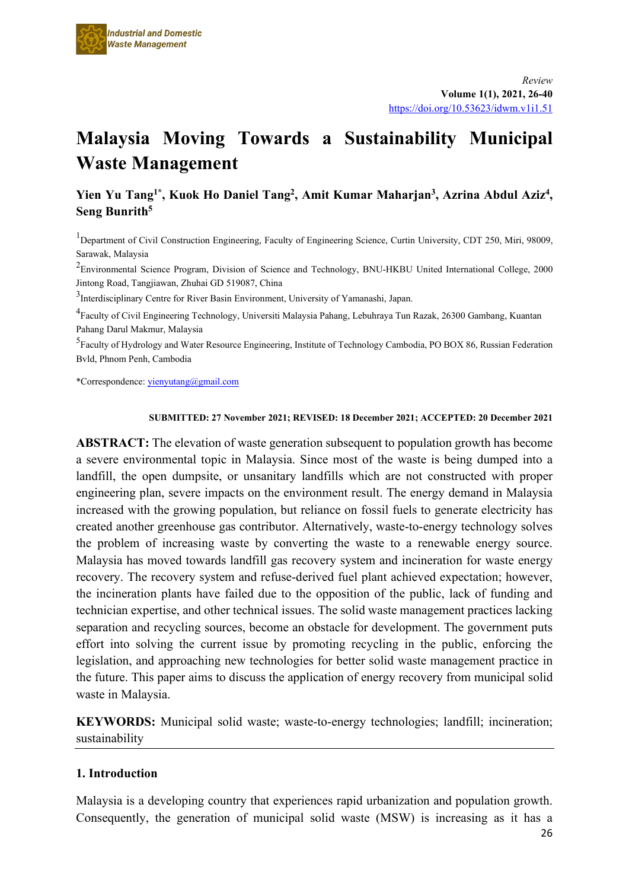*Review*

**Volume 1(1), 2021, 26-40**

https://doi.org/10.53623/idwm.v1i1.51

# Malaysia Moving Towards a Sustainability Municipal Waste Management

**Yien Yu Tang[1*], Kuok Ho Daniel Tang[2], Amit Kumar Maharjan[3], Azrina Abdul Aziz[4], Seng Bunrith[5]**

[1]Department of Civil Construction Engineering, Faculty of Engineering Science, Curtin University, CDT 250, Miri, 98009, Sarawak, Malaysia

[2]Environmental Science Program, Division of Science and Technology, BNU-HKBU United International College, 2000 Jintong Road, Tangjiawan, Zhuhai GD 519087, China

[3]Interdisciplinary Centre for River Basin Environment, University of Yamanashi, Japan.

[4]Faculty of Civil Engineering Technology, Universiti Malaysia Pahang, Lebuhraya Tun Razak, 26300 Gambang, Kuantan Pahang Darul Makmur, Malaysia

[5]Faculty of Hydrology and Water Resource Engineering, Institute of Technology Cambodia, PO BOX 86, Russian Federation Bvld, Phnom Penh, Cambodia

*Correspondence: yienyutang@gmail.com

**SUBMITTED: 27 November 2021; REVISED: 18 December 2021; ACCEPTED: 20 December 2021**

**ABSTRACT:** The elevation of waste generation subsequent to population growth has become a severe environmental topic in Malaysia. Since most of the waste is being dumped into a landfill, the open dumpsite, or unsanitary landfills which are not constructed with proper engineering plan, severe impacts on the environment result. The energy demand in Malaysia increased with the growing population, but reliance on fossil fuels to generate electricity has created another greenhouse gas contributor. Alternatively, waste-to-energy technology solves the problem of increasing waste by converting the waste to a renewable energy source. Malaysia has moved towards landfill gas recovery system and incineration for waste energy recovery. The recovery system and refuse-derived fuel plant achieved expectation; however, the incineration plants have failed due to the opposition of the public, lack of funding and technician expertise, and other technical issues. The solid waste management practices lacking separation and recycling sources, become an obstacle for development. The government puts effort into solving the current issue by promoting recycling in the public, enforcing the legislation, and approaching new technologies for better solid waste management practice in the future. This paper aims to discuss the application of energy recovery from municipal solid waste in Malaysia.

**KEYWORDS:** Municipal solid waste; waste-to-energy technologies; landfill; incineration; sustainability

## 1. Introduction

Malaysia is a developing country that experiences rapid urbanization and population growth. Consequently, the generation of municipal solid waste (MSW) is increasing as it has a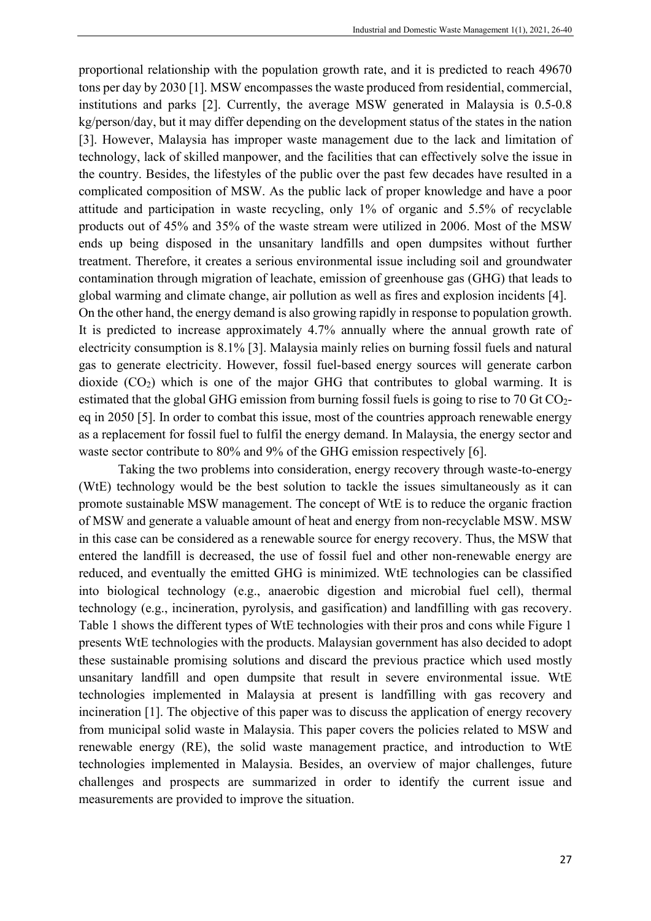proportional relationship with the population growth rate, and it is predicted to reach 49670 tons per day by 2030 [1]. MSW encompasses the waste produced from residential, commercial, institutions and parks [2]. Currently, the average MSW generated in Malaysia is 0.5-0.8 kg/person/day, but it may differ depending on the development status of the states in the nation [3]. However, Malaysia has improper waste management due to the lack and limitation of technology, lack of skilled manpower, and the facilities that can effectively solve the issue in the country. Besides, the lifestyles of the public over the past few decades have resulted in a complicated composition of MSW. As the public lack of proper knowledge and have a poor attitude and participation in waste recycling, only 1% of organic and 5.5% of recyclable products out of 45% and 35% of the waste stream were utilized in 2006. Most of the MSW ends up being disposed in the unsanitary landfills and open dumpsites without further treatment. Therefore, it creates a serious environmental issue including soil and groundwater contamination through migration of leachate, emission of greenhouse gas (GHG) that leads to global warming and climate change, air pollution as well as fires and explosion incidents [4].

On the other hand, the energy demand is also growing rapidly in response to population growth. It is predicted to increase approximately 4.7% annually where the annual growth rate of electricity consumption is 8.1% [3]. Malaysia mainly relies on burning fossil fuels and natural gas to generate electricity. However, fossil fuel-based energy sources will generate carbon dioxide ($CO_2$) which is one of the major GHG that contributes to global warming. It is estimated that the global GHG emission from burning fossil fuels is going to rise to 70 Gt $CO_2$-eq in 2050 [5]. In order to combat this issue, most of the countries approach renewable energy as a replacement for fossil fuel to fulfil the energy demand. In Malaysia, the energy sector and waste sector contribute to 80% and 9% of the GHG emission respectively [6].

Taking the two problems into consideration, energy recovery through waste-to-energy (WtE) technology would be the best solution to tackle the issues simultaneously as it can promote sustainable MSW management. The concept of WtE is to reduce the organic fraction of MSW and generate a valuable amount of heat and energy from non-recyclable MSW. MSW in this case can be considered as a renewable source for energy recovery. Thus, the MSW that entered the landfill is decreased, the use of fossil fuel and other non-renewable energy are reduced, and eventually the emitted GHG is minimized. WtE technologies can be classified into biological technology (e.g., anaerobic digestion and microbial fuel cell), thermal technology (e.g., incineration, pyrolysis, and gasification) and landfilling with gas recovery. Table 1 shows the different types of WtE technologies with their pros and cons while Figure 1 presents WtE technologies with the products. Malaysian government has also decided to adopt these sustainable promising solutions and discard the previous practice which used mostly unsanitary landfill and open dumpsite that result in severe environmental issue. WtE technologies implemented in Malaysia at present is landfilling with gas recovery and incineration [1]. The objective of this paper was to discuss the application of energy recovery from municipal solid waste in Malaysia. This paper covers the policies related to MSW and renewable energy (RE), the solid waste management practice, and introduction to WtE technologies implemented in Malaysia. Besides, an overview of major challenges, future challenges and prospects are summarized in order to identify the current issue and measurements are provided to improve the situation.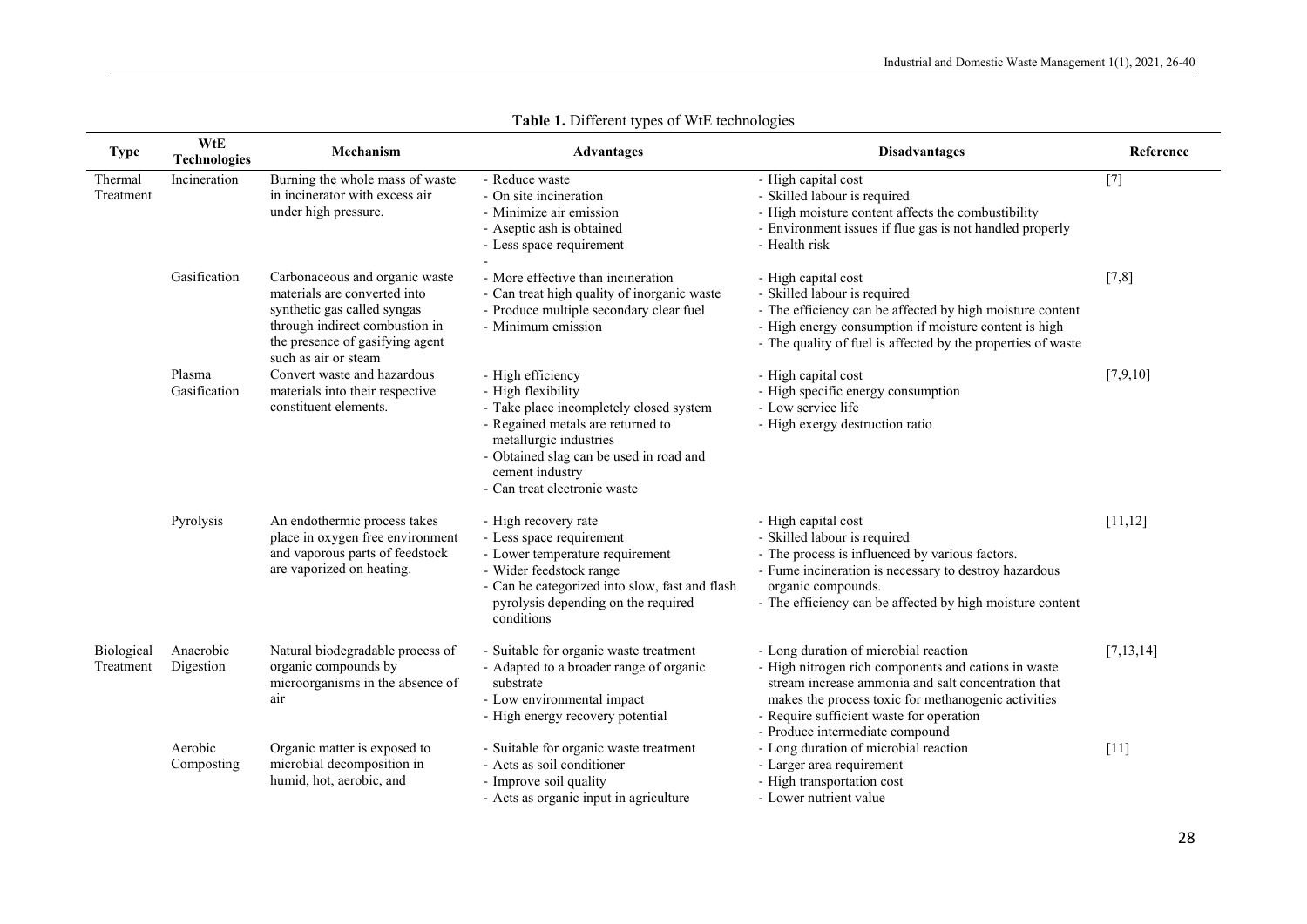**Table 1.** Different types of WtE technologies

| Type | WtE Technologies | Mechanism | Advantages | Disadvantages | Reference |
|---|---|---|---|---|---|
| Thermal Treatment | Incineration | Burning the whole mass of waste in incinerator with excess air under high pressure. | - Reduce waste<br>- On site incineration<br>- Minimize air emission<br>- Aseptic ash is obtained<br>- Less space requirement<br>- | - High capital cost<br>- Skilled labour is required<br>- High moisture content affects the combustibility<br>- Environment issues if flue gas is not handled properly<br>- Health risk | [7] |
| | Gasification | Carbonaceous and organic waste materials are converted into synthetic gas called syngas through indirect combustion in the presence of gasifying agent such as air or steam | - More effective than incineration<br>- Can treat high quality of inorganic waste<br>- Produce multiple secondary clear fuel<br>- Minimum emission | - High capital cost<br>- Skilled labour is required<br>- The efficiency can be affected by high moisture content<br>- High energy consumption if moisture content is high<br>- The quality of fuel is affected by the properties of waste | [7,8] |
| | Plasma Gasification | Convert waste and hazardous materials into their respective constituent elements. | - High efficiency<br>- High flexibility<br>- Take place incompletely closed system<br>- Regained metals are returned to metallurgic industries<br>- Obtained slag can be used in road and cement industry<br>- Can treat electronic waste | - High capital cost<br>- High specific energy consumption<br>- Low service life<br>- High exergy destruction ratio | [7,9,10] |
| | Pyrolysis | An endothermic process takes place in oxygen free environment and vaporous parts of feedstock are vaporized on heating. | - High recovery rate<br>- Less space requirement<br>- Lower temperature requirement<br>- Wider feedstock range<br>- Can be categorized into slow, fast and flash pyrolysis depending on the required conditions | - High capital cost<br>- Skilled labour is required<br>- The process is influenced by various factors.<br>- Fume incineration is necessary to destroy hazardous organic compounds.<br>- The efficiency can be affected by high moisture content | [11,12] |
| Biological Treatment | Anaerobic Digestion | Natural biodegradable process of organic compounds by microorganisms in the absence of air | - Suitable for organic waste treatment<br>- Adapted to a broader range of organic substrate<br>- Low environmental impact<br>- High energy recovery potential | - Long duration of microbial reaction<br>- High nitrogen rich components and cations in waste stream increase ammonia and salt concentration that makes the process toxic for methanogenic activities<br>- Require sufficient waste for operation<br>- Produce intermediate compound | [7,13,14] |
| | Aerobic Composting | Organic matter is exposed to microbial decomposition in humid, hot, aerobic, and | - Suitable for organic waste treatment<br>- Acts as soil conditioner<br>- Improve soil quality<br>- Acts as organic input in agriculture | - Long duration of microbial reaction<br>- Larger area requirement<br>- High transportation cost<br>- Lower nutrient value | [11] |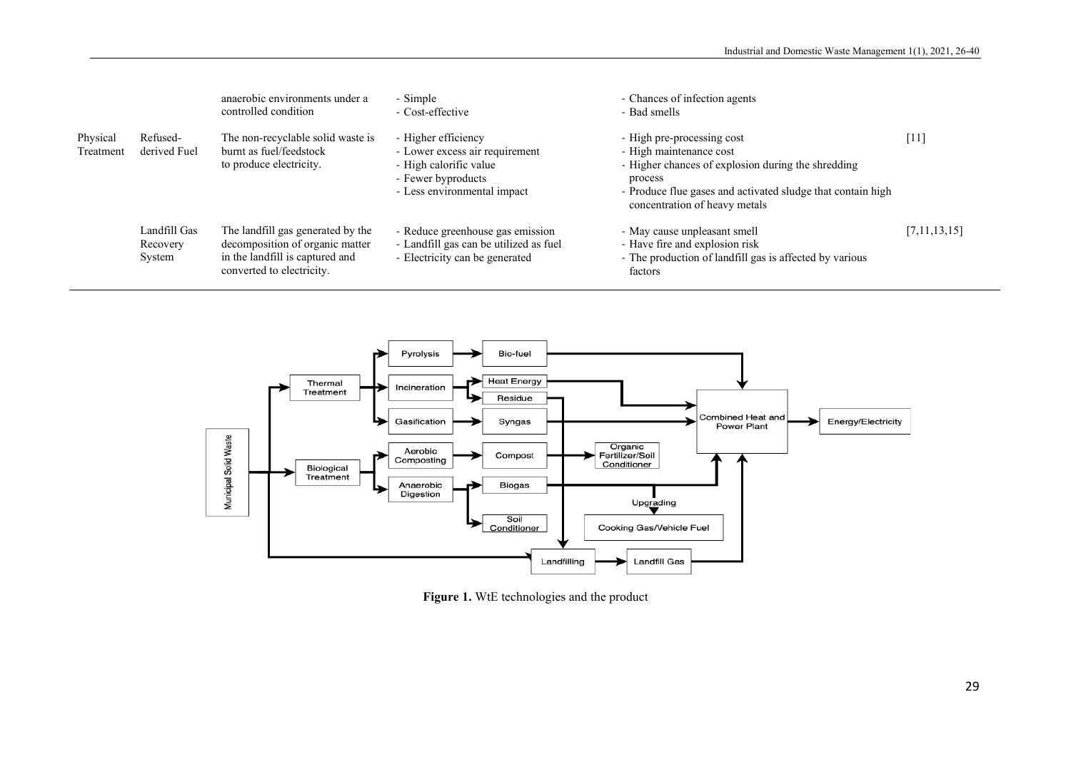|  |  | anaerobic environments under a controlled condition | - Simple<br>- Cost-effective | - Chances of infection agents<br>- Bad smells |  |
|---|---|---|---|---|---|
| Physical Treatment | Refused-derived Fuel | The non-recyclable solid waste is burnt as fuel/feedstock to produce electricity. | - Higher efficiency<br>- Lower excess air requirement<br>- High calorific value<br>- Fewer byproducts<br>- Less environmental impact | - High pre-processing cost<br>- High maintenance cost<br>- Higher chances of explosion during the shredding process<br>- Produce flue gases and activated sludge that contain high concentration of heavy metals | [11] |
|  | Landfill Gas Recovery System | The landfill gas generated by the decomposition of organic matter in the landfill is captured and converted to electricity. | - Reduce greenhouse gas emission<br>- Landfill gas can be utilized as fuel<br>- Electricity can be generated | - May cause unpleasant smell<br>- Have fire and explosion risk<br>- The production of landfill gas is affected by various factors | [7,11,13,15] |

**Figure 1.** WtE technologies and the product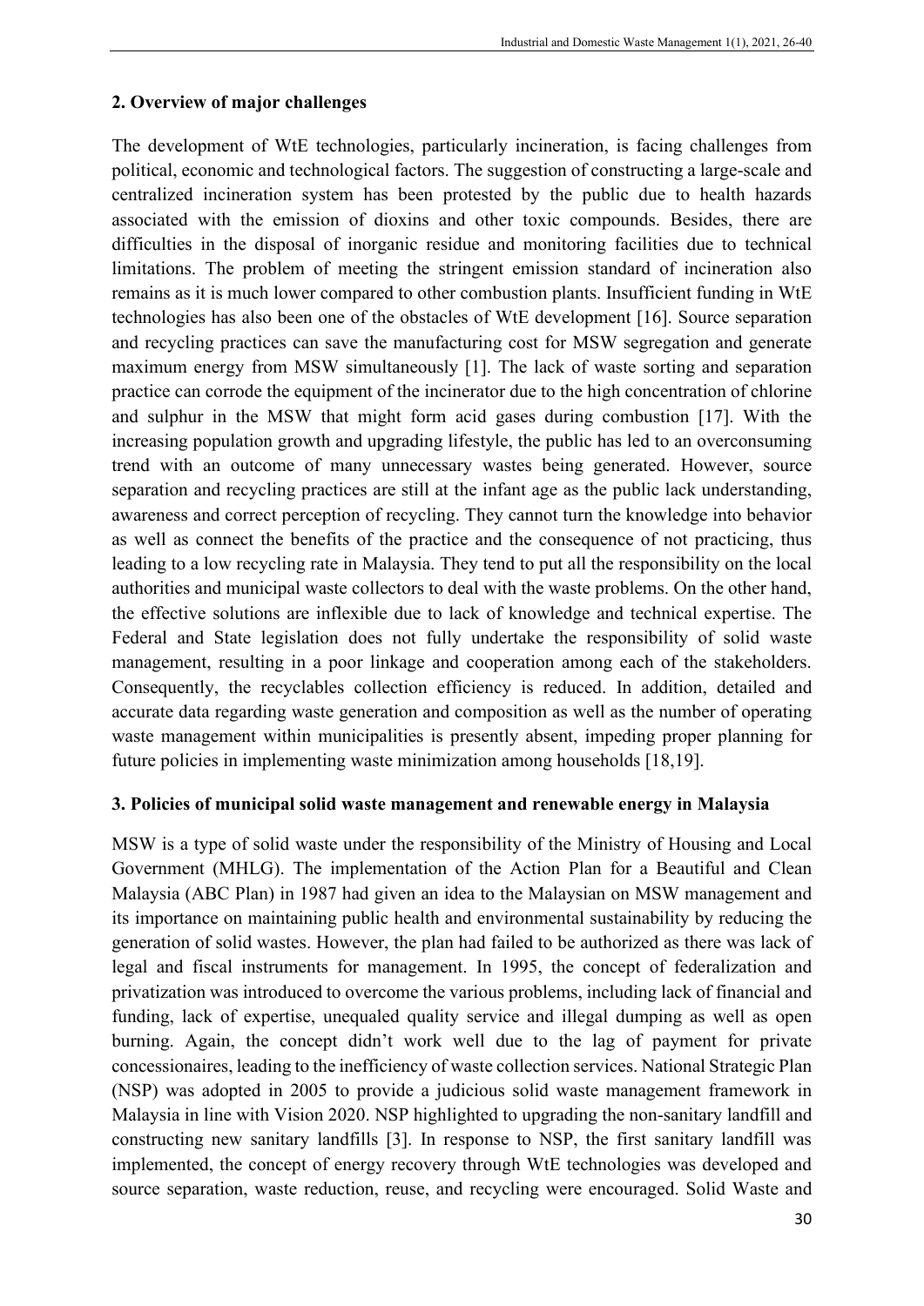## 2. Overview of major challenges

The development of WtE technologies, particularly incineration, is facing challenges from political, economic and technological factors. The suggestion of constructing a large-scale and centralized incineration system has been protested by the public due to health hazards associated with the emission of dioxins and other toxic compounds. Besides, there are difficulties in the disposal of inorganic residue and monitoring facilities due to technical limitations. The problem of meeting the stringent emission standard of incineration also remains as it is much lower compared to other combustion plants. Insufficient funding in WtE technologies has also been one of the obstacles of WtE development [16]. Source separation and recycling practices can save the manufacturing cost for MSW segregation and generate maximum energy from MSW simultaneously [1]. The lack of waste sorting and separation practice can corrode the equipment of the incinerator due to the high concentration of chlorine and sulphur in the MSW that might form acid gases during combustion [17]. With the increasing population growth and upgrading lifestyle, the public has led to an overconsuming trend with an outcome of many unnecessary wastes being generated. However, source separation and recycling practices are still at the infant age as the public lack understanding, awareness and correct perception of recycling. They cannot turn the knowledge into behavior as well as connect the benefits of the practice and the consequence of not practicing, thus leading to a low recycling rate in Malaysia. They tend to put all the responsibility on the local authorities and municipal waste collectors to deal with the waste problems. On the other hand, the effective solutions are inflexible due to lack of knowledge and technical expertise. The Federal and State legislation does not fully undertake the responsibility of solid waste management, resulting in a poor linkage and cooperation among each of the stakeholders. Consequently, the recyclables collection efficiency is reduced. In addition, detailed and accurate data regarding waste generation and composition as well as the number of operating waste management within municipalities is presently absent, impeding proper planning for future policies in implementing waste minimization among households [18,19].

## 3. Policies of municipal solid waste management and renewable energy in Malaysia

MSW is a type of solid waste under the responsibility of the Ministry of Housing and Local Government (MHLG). The implementation of the Action Plan for a Beautiful and Clean Malaysia (ABC Plan) in 1987 had given an idea to the Malaysian on MSW management and its importance on maintaining public health and environmental sustainability by reducing the generation of solid wastes. However, the plan had failed to be authorized as there was lack of legal and fiscal instruments for management. In 1995, the concept of federalization and privatization was introduced to overcome the various problems, including lack of financial and funding, lack of expertise, unequaled quality service and illegal dumping as well as open burning. Again, the concept didn't work well due to the lag of payment for private concessionaires, leading to the inefficiency of waste collection services. National Strategic Plan (NSP) was adopted in 2005 to provide a judicious solid waste management framework in Malaysia in line with Vision 2020. NSP highlighted to upgrading the non-sanitary landfill and constructing new sanitary landfills [3]. In response to NSP, the first sanitary landfill was implemented, the concept of energy recovery through WtE technologies was developed and source separation, waste reduction, reuse, and recycling were encouraged. Solid Waste and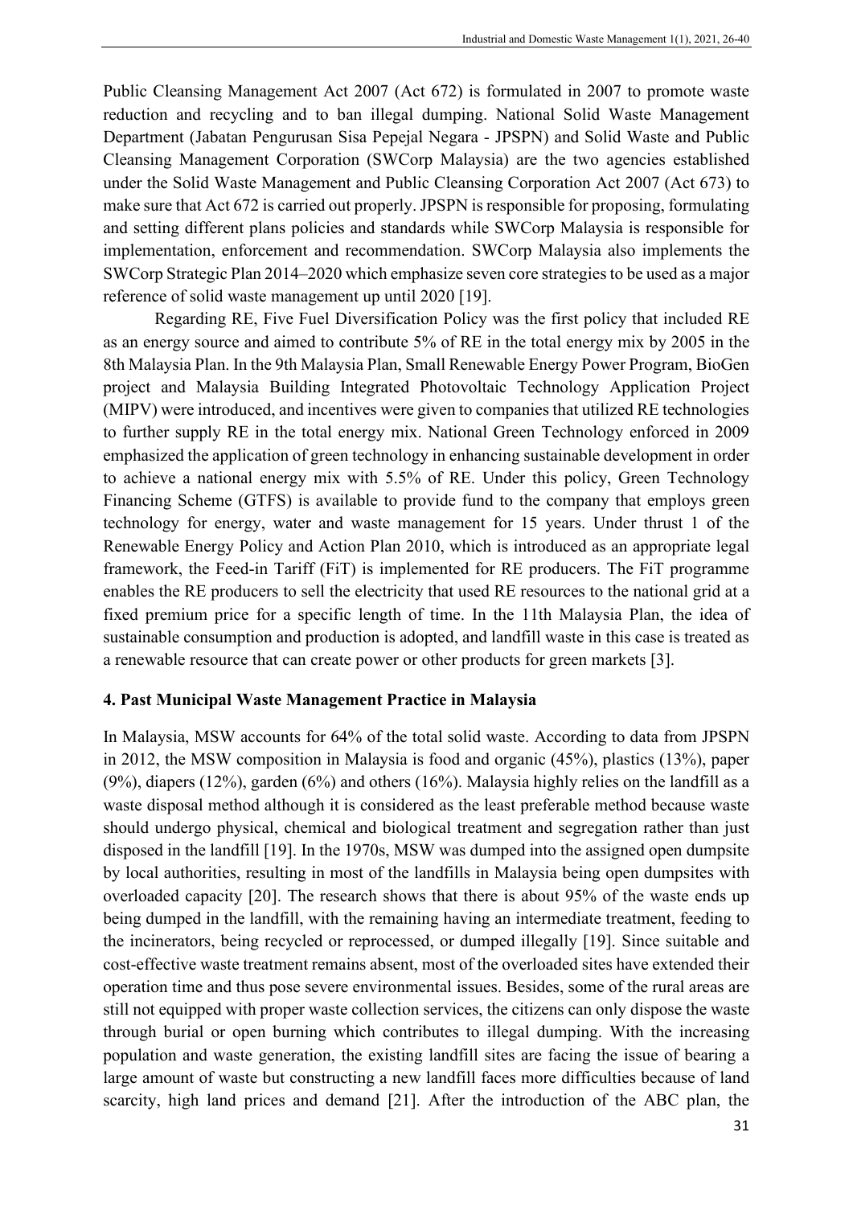Public Cleansing Management Act 2007 (Act 672) is formulated in 2007 to promote waste reduction and recycling and to ban illegal dumping. National Solid Waste Management Department (Jabatan Pengurusan Sisa Pepejal Negara - JPSPN) and Solid Waste and Public Cleansing Management Corporation (SWCorp Malaysia) are the two agencies established under the Solid Waste Management and Public Cleansing Corporation Act 2007 (Act 673) to make sure that Act 672 is carried out properly. JPSPN is responsible for proposing, formulating and setting different plans policies and standards while SWCorp Malaysia is responsible for implementation, enforcement and recommendation. SWCorp Malaysia also implements the SWCorp Strategic Plan 2014–2020 which emphasize seven core strategies to be used as a major reference of solid waste management up until 2020 [19].

Regarding RE, Five Fuel Diversification Policy was the first policy that included RE as an energy source and aimed to contribute 5% of RE in the total energy mix by 2005 in the 8th Malaysia Plan. In the 9th Malaysia Plan, Small Renewable Energy Power Program, BioGen project and Malaysia Building Integrated Photovoltaic Technology Application Project (MIPV) were introduced, and incentives were given to companies that utilized RE technologies to further supply RE in the total energy mix. National Green Technology enforced in 2009 emphasized the application of green technology in enhancing sustainable development in order to achieve a national energy mix with 5.5% of RE. Under this policy, Green Technology Financing Scheme (GTFS) is available to provide fund to the company that employs green technology for energy, water and waste management for 15 years. Under thrust 1 of the Renewable Energy Policy and Action Plan 2010, which is introduced as an appropriate legal framework, the Feed-in Tariff (FiT) is implemented for RE producers. The FiT programme enables the RE producers to sell the electricity that used RE resources to the national grid at a fixed premium price for a specific length of time. In the 11th Malaysia Plan, the idea of sustainable consumption and production is adopted, and landfill waste in this case is treated as a renewable resource that can create power or other products for green markets [3].

## 4. Past Municipal Waste Management Practice in Malaysia

In Malaysia, MSW accounts for 64% of the total solid waste. According to data from JPSPN in 2012, the MSW composition in Malaysia is food and organic (45%), plastics (13%), paper (9%), diapers (12%), garden (6%) and others (16%). Malaysia highly relies on the landfill as a waste disposal method although it is considered as the least preferable method because waste should undergo physical, chemical and biological treatment and segregation rather than just disposed in the landfill [19]. In the 1970s, MSW was dumped into the assigned open dumpsite by local authorities, resulting in most of the landfills in Malaysia being open dumpsites with overloaded capacity [20]. The research shows that there is about 95% of the waste ends up being dumped in the landfill, with the remaining having an intermediate treatment, feeding to the incinerators, being recycled or reprocessed, or dumped illegally [19]. Since suitable and cost-effective waste treatment remains absent, most of the overloaded sites have extended their operation time and thus pose severe environmental issues. Besides, some of the rural areas are still not equipped with proper waste collection services, the citizens can only dispose the waste through burial or open burning which contributes to illegal dumping. With the increasing population and waste generation, the existing landfill sites are facing the issue of bearing a large amount of waste but constructing a new landfill faces more difficulties because of land scarcity, high land prices and demand [21]. After the introduction of the ABC plan, the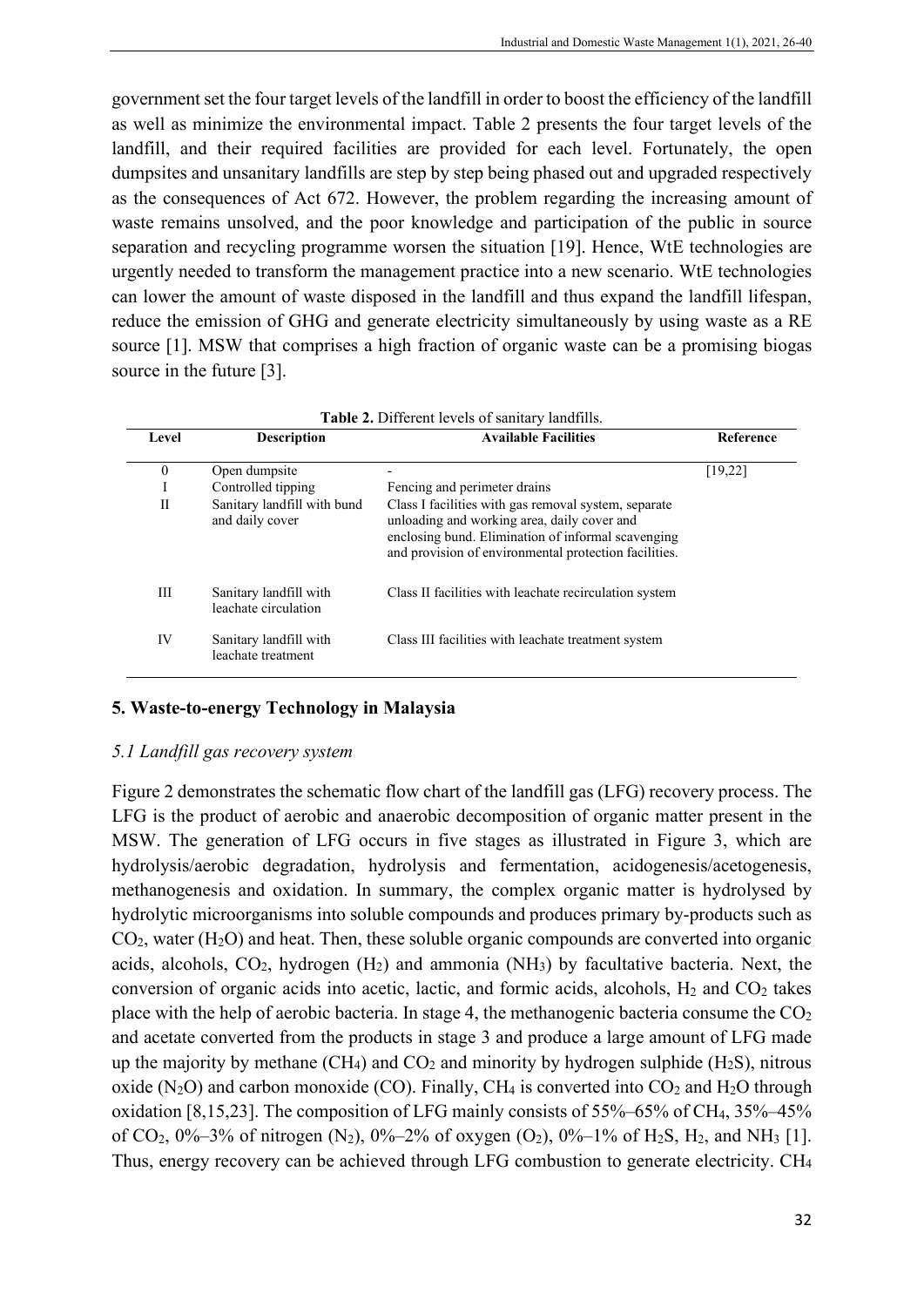government set the four target levels of the landfill in order to boost the efficiency of the landfill as well as minimize the environmental impact. Table 2 presents the four target levels of the landfill, and their required facilities are provided for each level. Fortunately, the open dumpsites and unsanitary landfills are step by step being phased out and upgraded respectively as the consequences of Act 672. However, the problem regarding the increasing amount of waste remains unsolved, and the poor knowledge and participation of the public in source separation and recycling programme worsen the situation [19]. Hence, WtE technologies are urgently needed to transform the management practice into a new scenario. WtE technologies can lower the amount of waste disposed in the landfill and thus expand the landfill lifespan, reduce the emission of GHG and generate electricity simultaneously by using waste as a RE source [1]. MSW that comprises a high fraction of organic waste can be a promising biogas source in the future [3].

**Table 2.** Different levels of sanitary landfills.

| Level | Description | Available Facilities | Reference |
| --- | --- | --- | --- |
| 0 | Open dumpsite | - | [19,22] |
| I | Controlled tipping | Fencing and perimeter drains | |
| II | Sanitary landfill with bund and daily cover | Class I facilities with gas removal system, separate unloading and working area, daily cover and enclosing bund. Elimination of informal scavenging and provision of environmental protection facilities. | |
| III | Sanitary landfill with leachate circulation | Class II facilities with leachate recirculation system | |
| IV | Sanitary landfill with leachate treatment | Class III facilities with leachate treatment system | |

## 5. Waste-to-energy Technology in Malaysia

### *5.1 Landfill gas recovery system*

Figure 2 demonstrates the schematic flow chart of the landfill gas (LFG) recovery process. The LFG is the product of aerobic and anaerobic decomposition of organic matter present in the MSW. The generation of LFG occurs in five stages as illustrated in Figure 3, which are hydrolysis/aerobic degradation, hydrolysis and fermentation, acidogenesis/acetogenesis, methanogenesis and oxidation. In summary, the complex organic matter is hydrolysed by hydrolytic microorganisms into soluble compounds and produces primary by-products such as $CO_2$, water ($H_2O$) and heat. Then, these soluble organic compounds are converted into organic acids, alcohols, $CO_2$, hydrogen ($H_2$) and ammonia ($NH_3$) by facultative bacteria. Next, the conversion of organic acids into acetic, lactic, and formic acids, alcohols, $H_2$ and $CO_2$ takes place with the help of aerobic bacteria. In stage 4, the methanogenic bacteria consume the $CO_2$ and acetate converted from the products in stage 3 and produce a large amount of LFG made up the majority by methane ($CH_4$) and $CO_2$ and minority by hydrogen sulphide ($H_2S$), nitrous oxide ($N_2O$) and carbon monoxide (CO). Finally, $CH_4$ is converted into $CO_2$ and $H_2O$ through oxidation [8,15,23]. The composition of LFG mainly consists of 55%–65% of $CH_4$, 35%–45% of $CO_2$, 0%–3% of nitrogen ($N_2$), 0%–2% of oxygen ($O_2$), 0%–1% of $H_2S$, $H_2$, and $NH_3$ [1]. Thus, energy recovery can be achieved through LFG combustion to generate electricity. $CH_4$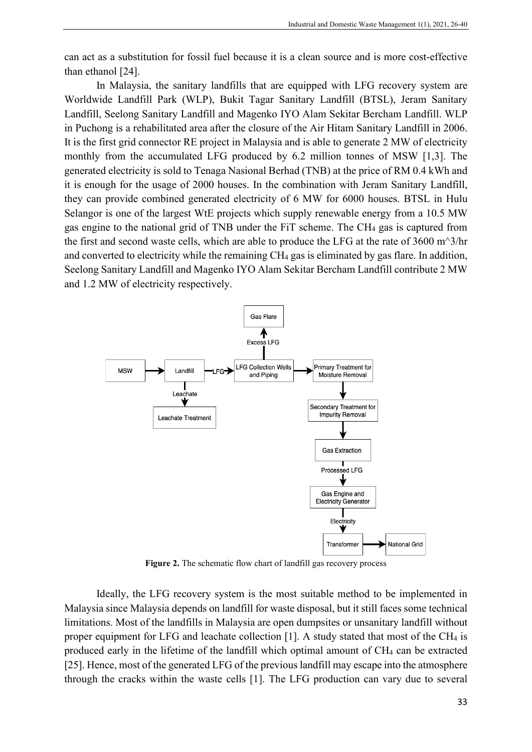can act as a substitution for fossil fuel because it is a clean source and is more cost-effective than ethanol [24].

In Malaysia, the sanitary landfills that are equipped with LFG recovery system are Worldwide Landfill Park (WLP), Bukit Tagar Sanitary Landfill (BTSL), Jeram Sanitary Landfill, Seelong Sanitary Landfill and Magenko IYO Alam Sekitar Bercham Landfill. WLP in Puchong is a rehabilitated area after the closure of the Air Hitam Sanitary Landfill in 2006. It is the first grid connector RE project in Malaysia and is able to generate 2 MW of electricity monthly from the accumulated LFG produced by 6.2 million tonnes of MSW [1,3]. The generated electricity is sold to Tenaga Nasional Berhad (TNB) at the price of RM 0.4 kWh and it is enough for the usage of 2000 houses. In the combination with Jeram Sanitary Landfill, they can provide combined generated electricity of 6 MW for 6000 houses. BTSL in Hulu Selangor is one of the largest WtE projects which supply renewable energy from a 10.5 MW gas engine to the national grid of TNB under the FiT scheme. The $CH_4$ gas is captured from the first and second waste cells, which are able to produce the LFG at the rate of 3600 m^3/hr and converted to electricity while the remaining $CH_4$ gas is eliminated by gas flare. In addition, Seelong Sanitary Landfill and Magenko IYO Alam Sekitar Bercham Landfill contribute 2 MW and 1.2 MW of electricity respectively.

**Figure 2.** The schematic flow chart of landfill gas recovery process

Ideally, the LFG recovery system is the most suitable method to be implemented in Malaysia since Malaysia depends on landfill for waste disposal, but it still faces some technical limitations. Most of the landfills in Malaysia are open dumpsites or unsanitary landfill without proper equipment for LFG and leachate collection [1]. A study stated that most of the $CH_4$ is produced early in the lifetime of the landfill which optimal amount of $CH_4$ can be extracted [25]. Hence, most of the generated LFG of the previous landfill may escape into the atmosphere through the cracks within the waste cells [1]. The LFG production can vary due to several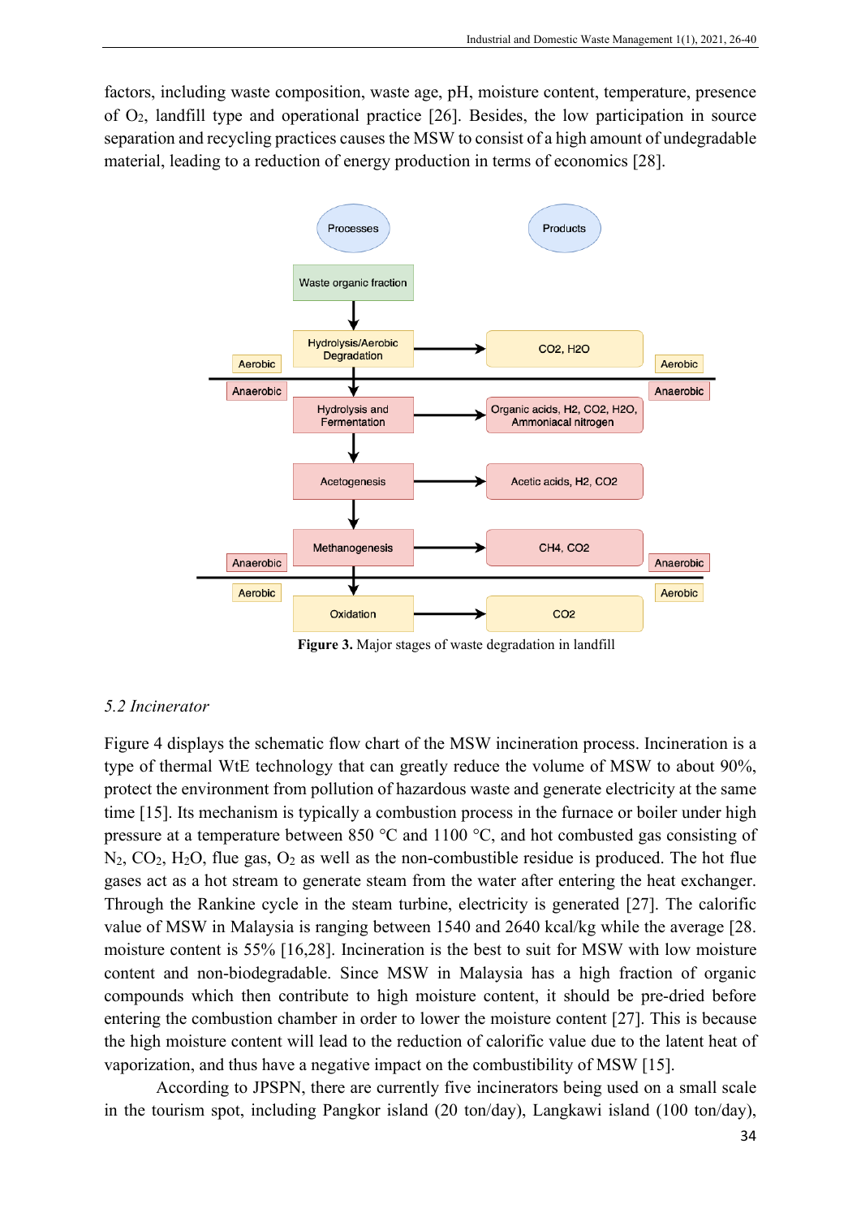factors, including waste composition, waste age, pH, moisture content, temperature, presence of $O_2$, landfill type and operational practice [26]. Besides, the low participation in source separation and recycling practices causes the MSW to consist of a high amount of undegradable material, leading to a reduction of energy production in terms of economics [28].

Processes | Products

Waste organic fraction

Aerobic: Hydrolysis/Aerobic Degradation → $CO_2$, $H_2O$

Anaerobic: Hydrolysis and Fermentation → Organic acids, $H_2$, $CO_2$, $H_2O$, Ammoniacal nitrogen

Acetogenesis → Acetic acids, $H_2$, $CO_2$

Methanogenesis → $CH_4$, $CO_2$

Aerobic: Oxidation → $CO_2$

**Figure 3.** Major stages of waste degradation in landfill

### *5.2 Incinerator*

Figure 4 displays the schematic flow chart of the MSW incineration process. Incineration is a type of thermal WtE technology that can greatly reduce the volume of MSW to about 90%, protect the environment from pollution of hazardous waste and generate electricity at the same time [15]. Its mechanism is typically a combustion process in the furnace or boiler under high pressure at a temperature between 850 °C and 1100 °C, and hot combusted gas consisting of $N_2$, $CO_2$, $H_2O$, flue gas, $O_2$ as well as the non-combustible residue is produced. The hot flue gases act as a hot stream to generate steam from the water after entering the heat exchanger. Through the Rankine cycle in the steam turbine, electricity is generated [27]. The calorific value of MSW in Malaysia is ranging between 1540 and 2640 kcal/kg while the average [28. moisture content is 55% [16,28]. Incineration is the best to suit for MSW with low moisture content and non-biodegradable. Since MSW in Malaysia has a high fraction of organic compounds which then contribute to high moisture content, it should be pre-dried before entering the combustion chamber in order to lower the moisture content [27]. This is because the high moisture content will lead to the reduction of calorific value due to the latent heat of vaporization, and thus have a negative impact on the combustibility of MSW [15].

According to JPSPN, there are currently five incinerators being used on a small scale in the tourism spot, including Pangkor island (20 ton/day), Langkawi island (100 ton/day),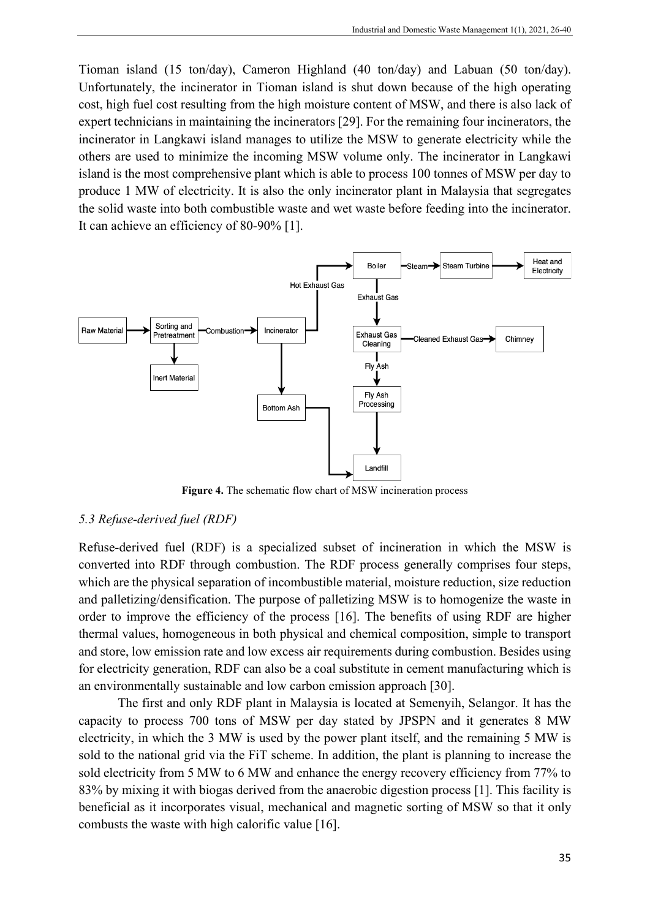Tioman island (15 ton/day), Cameron Highland (40 ton/day) and Labuan (50 ton/day). Unfortunately, the incinerator in Tioman island is shut down because of the high operating cost, high fuel cost resulting from the high moisture content of MSW, and there is also lack of expert technicians in maintaining the incinerators [29]. For the remaining four incinerators, the incinerator in Langkawi island manages to utilize the MSW to generate electricity while the others are used to minimize the incoming MSW volume only. The incinerator in Langkawi island is the most comprehensive plant which is able to process 100 tonnes of MSW per day to produce 1 MW of electricity. It is also the only incinerator plant in Malaysia that segregates the solid waste into both combustible waste and wet waste before feeding into the incinerator. It can achieve an efficiency of 80-90% [1].

**Figure 4.** The schematic flow chart of MSW incineration process

### *5.3 Refuse-derived fuel (RDF)*

Refuse-derived fuel (RDF) is a specialized subset of incineration in which the MSW is converted into RDF through combustion. The RDF process generally comprises four steps, which are the physical separation of incombustible material, moisture reduction, size reduction and palletizing/densification. The purpose of palletizing MSW is to homogenize the waste in order to improve the efficiency of the process [16]. The benefits of using RDF are higher thermal values, homogeneous in both physical and chemical composition, simple to transport and store, low emission rate and low excess air requirements during combustion. Besides using for electricity generation, RDF can also be a coal substitute in cement manufacturing which is an environmentally sustainable and low carbon emission approach [30].

The first and only RDF plant in Malaysia is located at Semenyih, Selangor. It has the capacity to process 700 tons of MSW per day stated by JPSPN and it generates 8 MW electricity, in which the 3 MW is used by the power plant itself, and the remaining 5 MW is sold to the national grid via the FiT scheme. In addition, the plant is planning to increase the sold electricity from 5 MW to 6 MW and enhance the energy recovery efficiency from 77% to 83% by mixing it with biogas derived from the anaerobic digestion process [1]. This facility is beneficial as it incorporates visual, mechanical and magnetic sorting of MSW so that it only combusts the waste with high calorific value [16].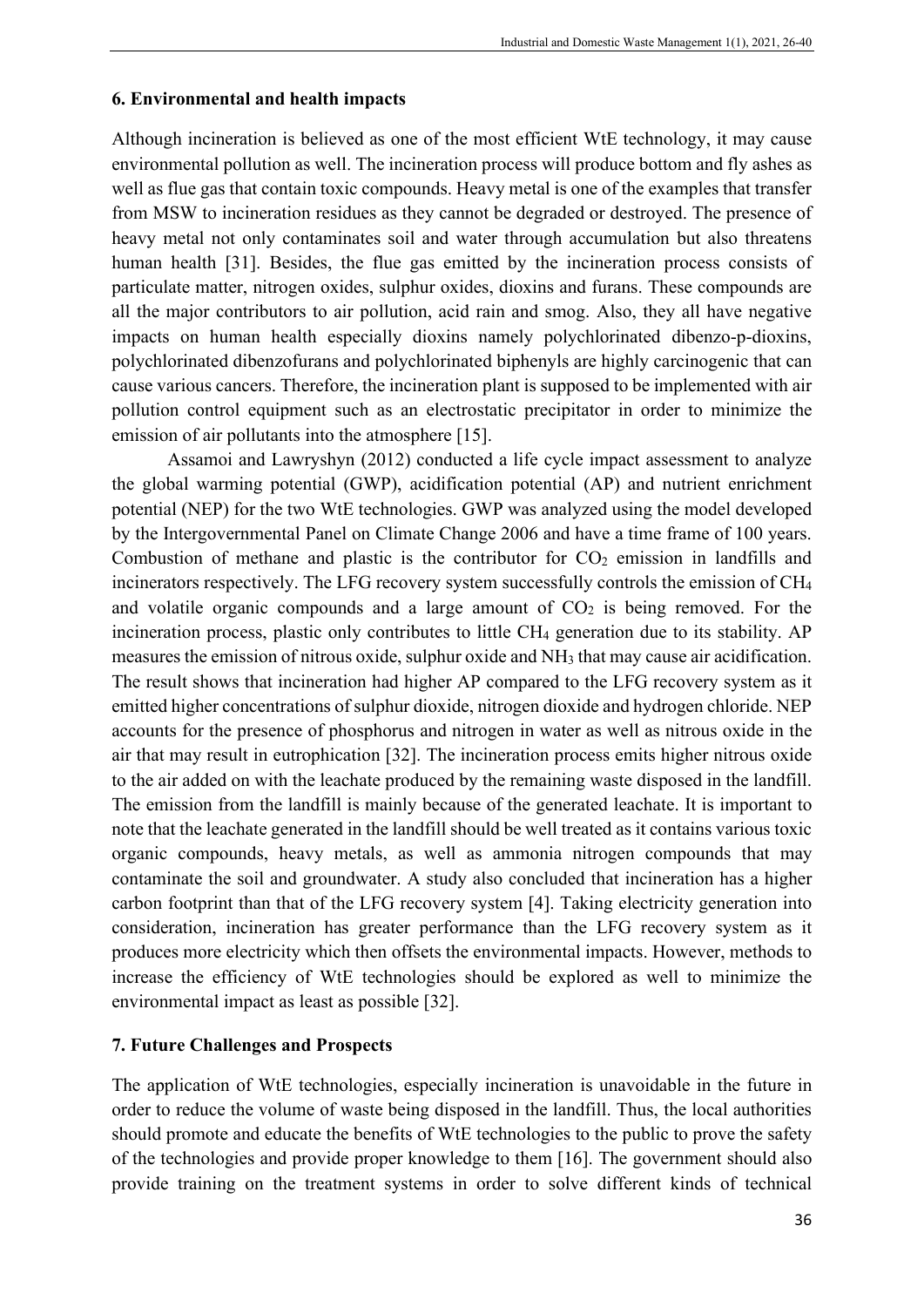## 6. Environmental and health impacts

Although incineration is believed as one of the most efficient WtE technology, it may cause environmental pollution as well. The incineration process will produce bottom and fly ashes as well as flue gas that contain toxic compounds. Heavy metal is one of the examples that transfer from MSW to incineration residues as they cannot be degraded or destroyed. The presence of heavy metal not only contaminates soil and water through accumulation but also threatens human health [31]. Besides, the flue gas emitted by the incineration process consists of particulate matter, nitrogen oxides, sulphur oxides, dioxins and furans. These compounds are all the major contributors to air pollution, acid rain and smog. Also, they all have negative impacts on human health especially dioxins namely polychlorinated dibenzo-p-dioxins, polychlorinated dibenzofurans and polychlorinated biphenyls are highly carcinogenic that can cause various cancers. Therefore, the incineration plant is supposed to be implemented with air pollution control equipment such as an electrostatic precipitator in order to minimize the emission of air pollutants into the atmosphere [15].

Assamoi and Lawryshyn (2012) conducted a life cycle impact assessment to analyze the global warming potential (GWP), acidification potential (AP) and nutrient enrichment potential (NEP) for the two WtE technologies. GWP was analyzed using the model developed by the Intergovernmental Panel on Climate Change 2006 and have a time frame of 100 years. Combustion of methane and plastic is the contributor for $CO_2$ emission in landfills and incinerators respectively. The LFG recovery system successfully controls the emission of $CH_4$ and volatile organic compounds and a large amount of $CO_2$ is being removed. For the incineration process, plastic only contributes to little $CH_4$ generation due to its stability. AP measures the emission of nitrous oxide, sulphur oxide and $NH_3$ that may cause air acidification. The result shows that incineration had higher AP compared to the LFG recovery system as it emitted higher concentrations of sulphur dioxide, nitrogen dioxide and hydrogen chloride. NEP accounts for the presence of phosphorus and nitrogen in water as well as nitrous oxide in the air that may result in eutrophication [32]. The incineration process emits higher nitrous oxide to the air added on with the leachate produced by the remaining waste disposed in the landfill. The emission from the landfill is mainly because of the generated leachate. It is important to note that the leachate generated in the landfill should be well treated as it contains various toxic organic compounds, heavy metals, as well as ammonia nitrogen compounds that may contaminate the soil and groundwater. A study also concluded that incineration has a higher carbon footprint than that of the LFG recovery system [4]. Taking electricity generation into consideration, incineration has greater performance than the LFG recovery system as it produces more electricity which then offsets the environmental impacts. However, methods to increase the efficiency of WtE technologies should be explored as well to minimize the environmental impact as least as possible [32].

## 7. Future Challenges and Prospects

The application of WtE technologies, especially incineration is unavoidable in the future in order to reduce the volume of waste being disposed in the landfill. Thus, the local authorities should promote and educate the benefits of WtE technologies to the public to prove the safety of the technologies and provide proper knowledge to them [16]. The government should also provide training on the treatment systems in order to solve different kinds of technical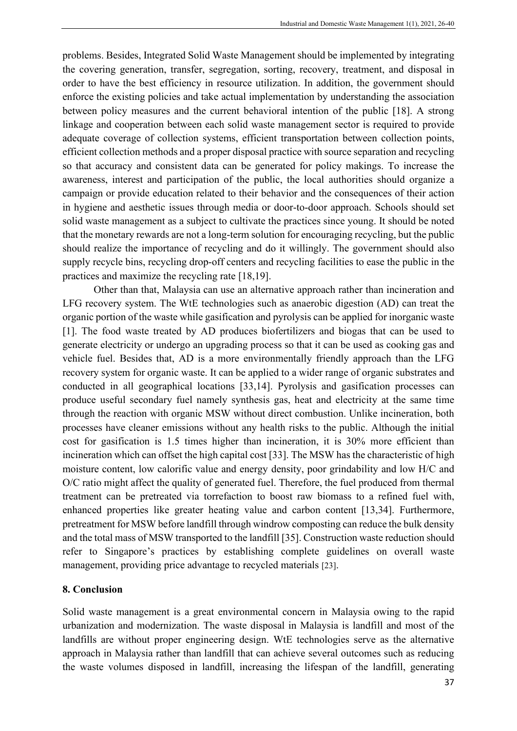problems. Besides, Integrated Solid Waste Management should be implemented by integrating the covering generation, transfer, segregation, sorting, recovery, treatment, and disposal in order to have the best efficiency in resource utilization. In addition, the government should enforce the existing policies and take actual implementation by understanding the association between policy measures and the current behavioral intention of the public [18]. A strong linkage and cooperation between each solid waste management sector is required to provide adequate coverage of collection systems, efficient transportation between collection points, efficient collection methods and a proper disposal practice with source separation and recycling so that accuracy and consistent data can be generated for policy makings. To increase the awareness, interest and participation of the public, the local authorities should organize a campaign or provide education related to their behavior and the consequences of their action in hygiene and aesthetic issues through media or door-to-door approach. Schools should set solid waste management as a subject to cultivate the practices since young. It should be noted that the monetary rewards are not a long-term solution for encouraging recycling, but the public should realize the importance of recycling and do it willingly. The government should also supply recycle bins, recycling drop-off centers and recycling facilities to ease the public in the practices and maximize the recycling rate [18,19].

Other than that, Malaysia can use an alternative approach rather than incineration and LFG recovery system. The WtE technologies such as anaerobic digestion (AD) can treat the organic portion of the waste while gasification and pyrolysis can be applied for inorganic waste [1]. The food waste treated by AD produces biofertilizers and biogas that can be used to generate electricity or undergo an upgrading process so that it can be used as cooking gas and vehicle fuel. Besides that, AD is a more environmentally friendly approach than the LFG recovery system for organic waste. It can be applied to a wider range of organic substrates and conducted in all geographical locations [33,14]. Pyrolysis and gasification processes can produce useful secondary fuel namely synthesis gas, heat and electricity at the same time through the reaction with organic MSW without direct combustion. Unlike incineration, both processes have cleaner emissions without any health risks to the public. Although the initial cost for gasification is 1.5 times higher than incineration, it is 30% more efficient than incineration which can offset the high capital cost [33]. The MSW has the characteristic of high moisture content, low calorific value and energy density, poor grindability and low H/C and O/C ratio might affect the quality of generated fuel. Therefore, the fuel produced from thermal treatment can be pretreated via torrefaction to boost raw biomass to a refined fuel with, enhanced properties like greater heating value and carbon content [13,34]. Furthermore, pretreatment for MSW before landfill through windrow composting can reduce the bulk density and the total mass of MSW transported to the landfill [35]. Construction waste reduction should refer to Singapore's practices by establishing complete guidelines on overall waste management, providing price advantage to recycled materials [23].

## 8. Conclusion

Solid waste management is a great environmental concern in Malaysia owing to the rapid urbanization and modernization. The waste disposal in Malaysia is landfill and most of the landfills are without proper engineering design. WtE technologies serve as the alternative approach in Malaysia rather than landfill that can achieve several outcomes such as reducing the waste volumes disposed in landfill, increasing the lifespan of the landfill, generating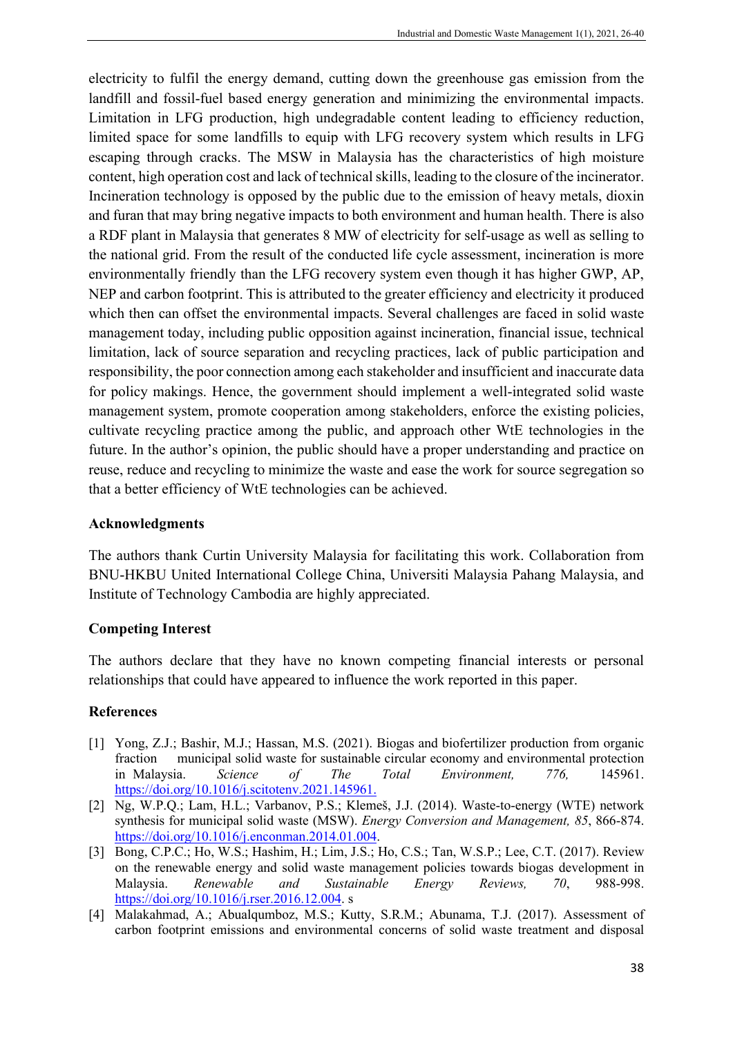electricity to fulfil the energy demand, cutting down the greenhouse gas emission from the landfill and fossil-fuel based energy generation and minimizing the environmental impacts. Limitation in LFG production, high undegradable content leading to efficiency reduction, limited space for some landfills to equip with LFG recovery system which results in LFG escaping through cracks. The MSW in Malaysia has the characteristics of high moisture content, high operation cost and lack of technical skills, leading to the closure of the incinerator. Incineration technology is opposed by the public due to the emission of heavy metals, dioxin and furan that may bring negative impacts to both environment and human health. There is also a RDF plant in Malaysia that generates 8 MW of electricity for self-usage as well as selling to the national grid. From the result of the conducted life cycle assessment, incineration is more environmentally friendly than the LFG recovery system even though it has higher GWP, AP, NEP and carbon footprint. This is attributed to the greater efficiency and electricity it produced which then can offset the environmental impacts. Several challenges are faced in solid waste management today, including public opposition against incineration, financial issue, technical limitation, lack of source separation and recycling practices, lack of public participation and responsibility, the poor connection among each stakeholder and insufficient and inaccurate data for policy makings. Hence, the government should implement a well-integrated solid waste management system, promote cooperation among stakeholders, enforce the existing policies, cultivate recycling practice among the public, and approach other WtE technologies in the future. In the author's opinion, the public should have a proper understanding and practice on reuse, reduce and recycling to minimize the waste and ease the work for source segregation so that a better efficiency of WtE technologies can be achieved.

### Acknowledgments

The authors thank Curtin University Malaysia for facilitating this work. Collaboration from BNU-HKBU United International College China, Universiti Malaysia Pahang Malaysia, and Institute of Technology Cambodia are highly appreciated.

### Competing Interest

The authors declare that they have no known competing financial interests or personal relationships that could have appeared to influence the work reported in this paper.

### References

[1] Yong, Z.J.; Bashir, M.J.; Hassan, M.S. (2021). Biogas and biofertilizer production from organic fraction municipal solid waste for sustainable circular economy and environmental protection in Malaysia. *Science of The Total Environment, 776,* 145961. https://doi.org/10.1016/j.scitotenv.2021.145961.

[2] Ng, W.P.Q.; Lam, H.L.; Varbanov, P.S.; Klemeš, J.J. (2014). Waste-to-energy (WTE) network synthesis for municipal solid waste (MSW). *Energy Conversion and Management, 85*, 866-874. https://doi.org/10.1016/j.enconman.2014.01.004.

[3] Bong, C.P.C.; Ho, W.S.; Hashim, H.; Lim, J.S.; Ho, C.S.; Tan, W.S.P.; Lee, C.T. (2017). Review on the renewable energy and solid waste management policies towards biogas development in Malaysia. *Renewable and Sustainable Energy Reviews, 70*, 988-998. https://doi.org/10.1016/j.rser.2016.12.004. s

[4] Malakahmad, A.; Abualqumboz, M.S.; Kutty, S.R.M.; Abunama, T.J. (2017). Assessment of carbon footprint emissions and environmental concerns of solid waste treatment and disposal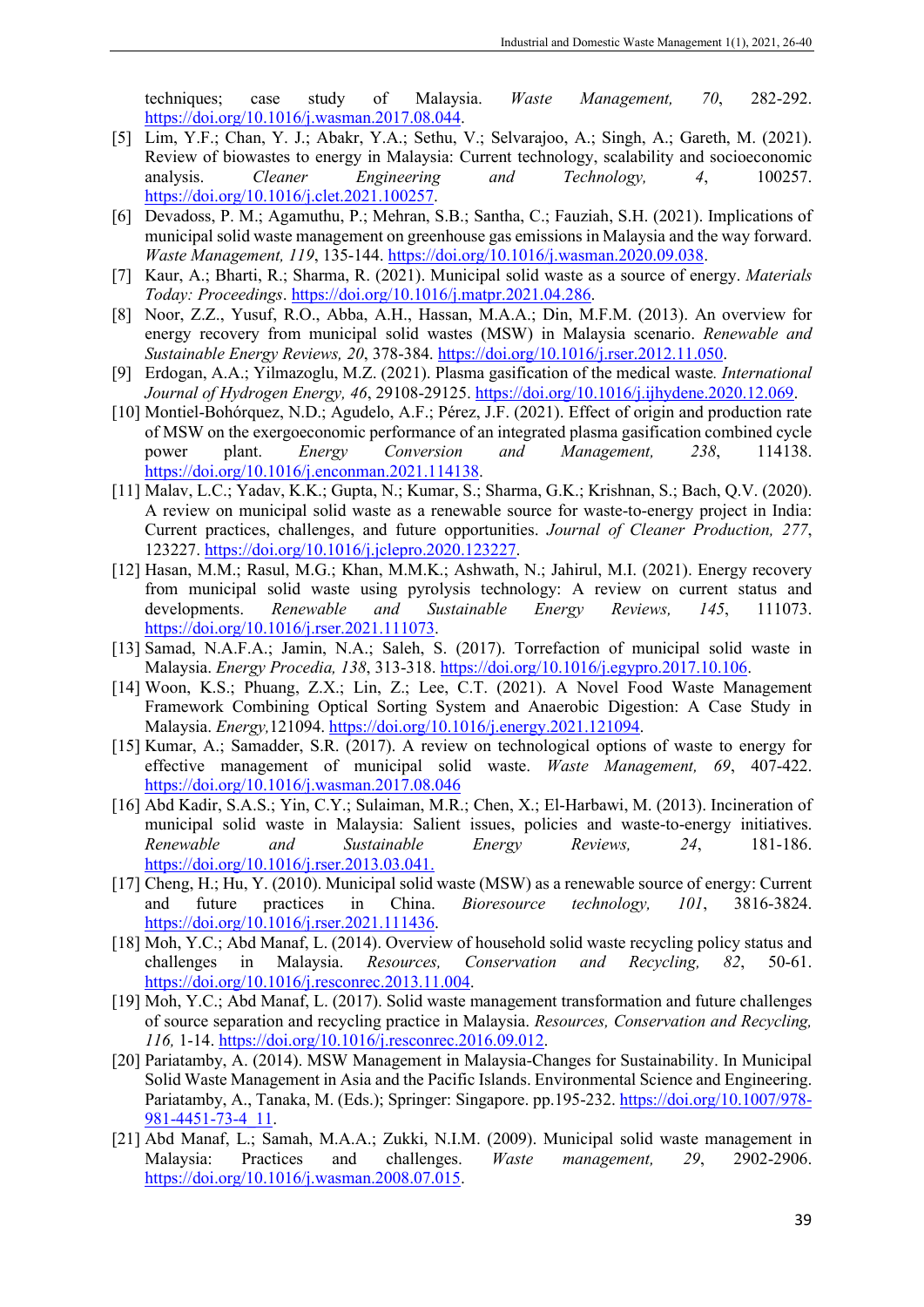techniques; case study of Malaysia. *Waste Management, 70*, 282-292. https://doi.org/10.1016/j.wasman.2017.08.044.

[5] Lim, Y.F.; Chan, Y. J.; Abakr, Y.A.; Sethu, V.; Selvarajoo, A.; Singh, A.; Gareth, M. (2021). Review of biowastes to energy in Malaysia: Current technology, scalability and socioeconomic analysis. *Cleaner Engineering and Technology, 4*, 100257. https://doi.org/10.1016/j.clet.2021.100257.

[6] Devadoss, P. M.; Agamuthu, P.; Mehran, S.B.; Santha, C.; Fauziah, S.H. (2021). Implications of municipal solid waste management on greenhouse gas emissions in Malaysia and the way forward. *Waste Management, 119*, 135-144. https://doi.org/10.1016/j.wasman.2020.09.038.

[7] Kaur, A.; Bharti, R.; Sharma, R. (2021). Municipal solid waste as a source of energy. *Materials Today: Proceedings*. https://doi.org/10.1016/j.matpr.2021.04.286.

[8] Noor, Z.Z., Yusuf, R.O., Abba, A.H., Hassan, M.A.A.; Din, M.F.M. (2013). An overview for energy recovery from municipal solid wastes (MSW) in Malaysia scenario. *Renewable and Sustainable Energy Reviews, 20*, 378-384. https://doi.org/10.1016/j.rser.2012.11.050.

[9] Erdogan, A.A.; Yilmazoglu, M.Z. (2021). Plasma gasification of the medical waste. *International Journal of Hydrogen Energy, 46*, 29108-29125. https://doi.org/10.1016/j.ijhydene.2020.12.069.

[10] Montiel-Bohórquez, N.D.; Agudelo, A.F.; Pérez, J.F. (2021). Effect of origin and production rate of MSW on the exergoeconomic performance of an integrated plasma gasification combined cycle power plant. *Energy Conversion and Management, 238*, 114138. https://doi.org/10.1016/j.enconman.2021.114138.

[11] Malav, L.C.; Yadav, K.K.; Gupta, N.; Kumar, S.; Sharma, G.K.; Krishnan, S.; Bach, Q.V. (2020). A review on municipal solid waste as a renewable source for waste-to-energy project in India: Current practices, challenges, and future opportunities. *Journal of Cleaner Production, 277*, 123227. https://doi.org/10.1016/j.jclepro.2020.123227.

[12] Hasan, M.M.; Rasul, M.G.; Khan, M.M.K.; Ashwath, N.; Jahirul, M.I. (2021). Energy recovery from municipal solid waste using pyrolysis technology: A review on current status and developments. *Renewable and Sustainable Energy Reviews, 145*, 111073. https://doi.org/10.1016/j.rser.2021.111073.

[13] Samad, N.A.F.A.; Jamin, N.A.; Saleh, S. (2017). Torrefaction of municipal solid waste in Malaysia. *Energy Procedia, 138*, 313-318. https://doi.org/10.1016/j.egypro.2017.10.106.

[14] Woon, K.S.; Phuang, Z.X.; Lin, Z.; Lee, C.T. (2021). A Novel Food Waste Management Framework Combining Optical Sorting System and Anaerobic Digestion: A Case Study in Malaysia. *Energy,*121094. https://doi.org/10.1016/j.energy.2021.121094.

[15] Kumar, A.; Samadder, S.R. (2017). A review on technological options of waste to energy for effective management of municipal solid waste. *Waste Management, 69*, 407-422. https://doi.org/10.1016/j.wasman.2017.08.046

[16] Abd Kadir, S.A.S.; Yin, C.Y.; Sulaiman, M.R.; Chen, X.; El-Harbawi, M. (2013). Incineration of municipal solid waste in Malaysia: Salient issues, policies and waste-to-energy initiatives. *Renewable and Sustainable Energy Reviews, 24*, 181-186. https://doi.org/10.1016/j.rser.2013.03.041.

[17] Cheng, H.; Hu, Y. (2010). Municipal solid waste (MSW) as a renewable source of energy: Current and future practices in China. *Bioresource technology, 101*, 3816-3824. https://doi.org/10.1016/j.rser.2021.111436.

[18] Moh, Y.C.; Abd Manaf, L. (2014). Overview of household solid waste recycling policy status and challenges in Malaysia. *Resources, Conservation and Recycling, 82*, 50-61. https://doi.org/10.1016/j.resconrec.2013.11.004.

[19] Moh, Y.C.; Abd Manaf, L. (2017). Solid waste management transformation and future challenges of source separation and recycling practice in Malaysia. *Resources, Conservation and Recycling, 116,* 1-14. https://doi.org/10.1016/j.resconrec.2016.09.012.

[20] Pariatamby, A. (2014). MSW Management in Malaysia-Changes for Sustainability. In Municipal Solid Waste Management in Asia and the Pacific Islands. Environmental Science and Engineering. Pariatamby, A., Tanaka, M. (Eds.); Springer: Singapore. pp.195-232. https://doi.org/10.1007/978-981-4451-73-4_11.

[21] Abd Manaf, L.; Samah, M.A.A.; Zukki, N.I.M. (2009). Municipal solid waste management in Malaysia: Practices and challenges. *Waste management, 29*, 2902-2906. https://doi.org/10.1016/j.wasman.2008.07.015.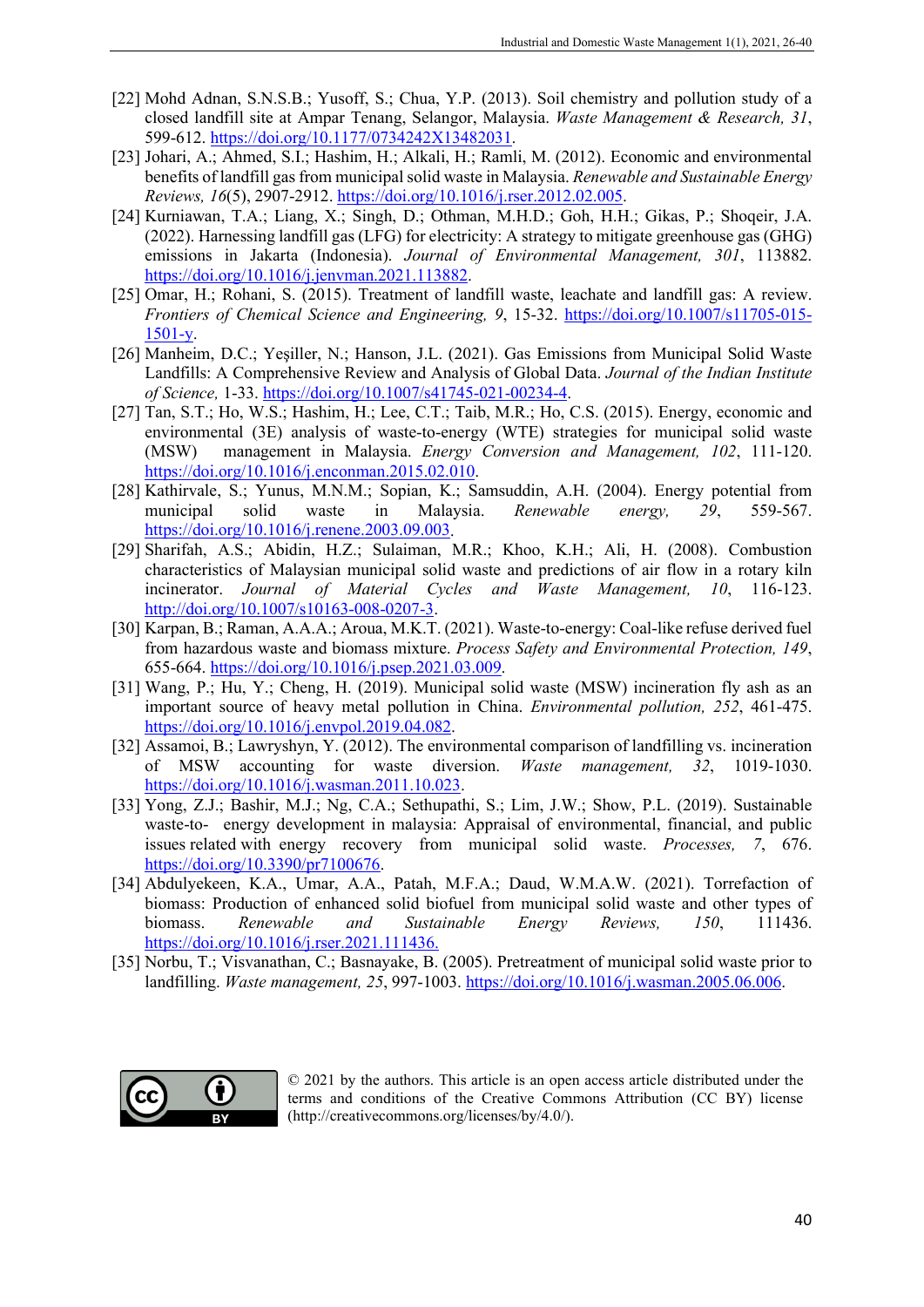[22] Mohd Adnan, S.N.S.B.; Yusoff, S.; Chua, Y.P. (2013). Soil chemistry and pollution study of a closed landfill site at Ampar Tenang, Selangor, Malaysia. *Waste Management & Research, 31*, 599-612. https://doi.org/10.1177/0734242X13482031.

[23] Johari, A.; Ahmed, S.I.; Hashim, H.; Alkali, H.; Ramli, M. (2012). Economic and environmental benefits of landfill gas from municipal solid waste in Malaysia. *Renewable and Sustainable Energy Reviews, 16*(5), 2907-2912. https://doi.org/10.1016/j.rser.2012.02.005.

[24] Kurniawan, T.A.; Liang, X.; Singh, D.; Othman, M.H.D.; Goh, H.H.; Gikas, P.; Shoqeir, J.A. (2022). Harnessing landfill gas (LFG) for electricity: A strategy to mitigate greenhouse gas (GHG) emissions in Jakarta (Indonesia). *Journal of Environmental Management, 301*, 113882. https://doi.org/10.1016/j.jenvman.2021.113882.

[25] Omar, H.; Rohani, S. (2015). Treatment of landfill waste, leachate and landfill gas: A review. *Frontiers of Chemical Science and Engineering, 9*, 15-32. https://doi.org/10.1007/s11705-015-1501-y.

[26] Manheim, D.C.; Yeşiller, N.; Hanson, J.L. (2021). Gas Emissions from Municipal Solid Waste Landfills: A Comprehensive Review and Analysis of Global Data. *Journal of the Indian Institute of Science,* 1-33. https://doi.org/10.1007/s41745-021-00234-4.

[27] Tan, S.T.; Ho, W.S.; Hashim, H.; Lee, C.T.; Taib, M.R.; Ho, C.S. (2015). Energy, economic and environmental (3E) analysis of waste-to-energy (WTE) strategies for municipal solid waste (MSW) management in Malaysia. *Energy Conversion and Management, 102*, 111-120. https://doi.org/10.1016/j.enconman.2015.02.010.

[28] Kathirvale, S.; Yunus, M.N.M.; Sopian, K.; Samsuddin, A.H. (2004). Energy potential from municipal solid waste in Malaysia. *Renewable energy, 29*, 559-567. https://doi.org/10.1016/j.renene.2003.09.003.

[29] Sharifah, A.S.; Abidin, H.Z.; Sulaiman, M.R.; Khoo, K.H.; Ali, H. (2008). Combustion characteristics of Malaysian municipal solid waste and predictions of air flow in a rotary kiln incinerator. *Journal of Material Cycles and Waste Management, 10*, 116-123. http://doi.org/10.1007/s10163-008-0207-3.

[30] Karpan, B.; Raman, A.A.A.; Aroua, M.K.T. (2021). Waste-to-energy: Coal-like refuse derived fuel from hazardous waste and biomass mixture. *Process Safety and Environmental Protection, 149*, 655-664. https://doi.org/10.1016/j.psep.2021.03.009.

[31] Wang, P.; Hu, Y.; Cheng, H. (2019). Municipal solid waste (MSW) incineration fly ash as an important source of heavy metal pollution in China. *Environmental pollution, 252*, 461-475. https://doi.org/10.1016/j.envpol.2019.04.082.

[32] Assamoi, B.; Lawryshyn, Y. (2012). The environmental comparison of landfilling vs. incineration of MSW accounting for waste diversion. *Waste management, 32*, 1019-1030. https://doi.org/10.1016/j.wasman.2011.10.023.

[33] Yong, Z.J.; Bashir, M.J.; Ng, C.A.; Sethupathi, S.; Lim, J.W.; Show, P.L. (2019). Sustainable waste-to- energy development in malaysia: Appraisal of environmental, financial, and public issues related with energy recovery from municipal solid waste. *Processes, 7*, 676. https://doi.org/10.3390/pr7100676.

[34] Abdulyekeen, K.A., Umar, A.A., Patah, M.F.A.; Daud, W.M.A.W. (2021). Torrefaction of biomass: Production of enhanced solid biofuel from municipal solid waste and other types of biomass. *Renewable and Sustainable Energy Reviews, 150*, 111436. https://doi.org/10.1016/j.rser.2021.111436.

[35] Norbu, T.; Visvanathan, C.; Basnayake, B. (2005). Pretreatment of municipal solid waste prior to landfilling. *Waste management, 25*, 997-1003. https://doi.org/10.1016/j.wasman.2005.06.006.

© 2021 by the authors. This article is an open access article distributed under the terms and conditions of the Creative Commons Attribution (CC BY) license (http://creativecommons.org/licenses/by/4.0/).